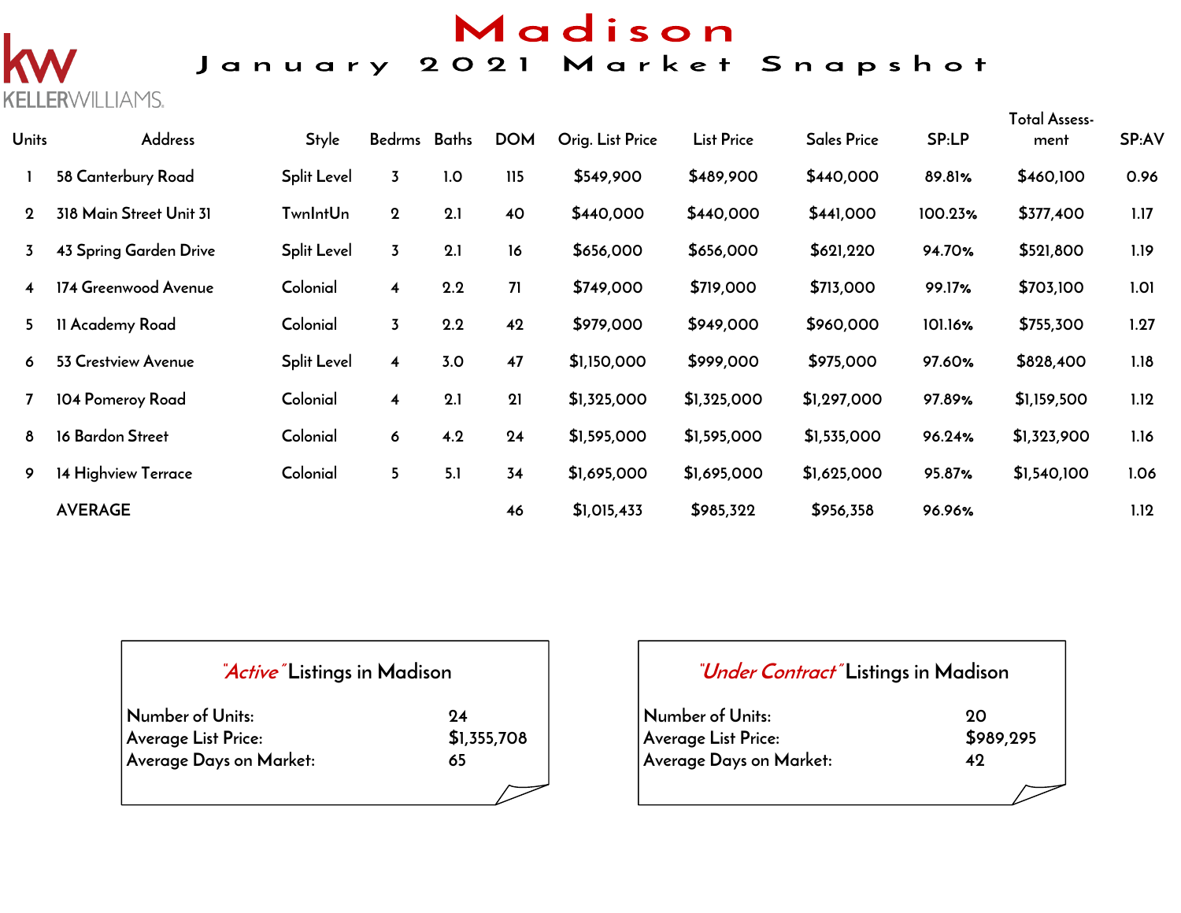KW KELLERWILLIAMS.

# Madison

## January 2021 Market Snapshot

| Units | Address | Style | Bedrms | Baths | DOM | Orig. List Price | List Price | Sales Price | SP:LP | Total Assess-ment | SP:AV |
|---|---|---|---|---|---|---|---|---|---|---|---|
| 1 | 58 Canterbury Road | Split Level | 3 | 1.0 | 115 | $549,900 | $489,900 | $440,000 | 89.81% | $460,100 | 0.96 |
| 2 | 318 Main Street Unit 31 | TwnIntUn | 2 | 2.1 | 40 | $440,000 | $440,000 | $441,000 | 100.23% | $377,400 | 1.17 |
| 3 | 43 Spring Garden Drive | Split Level | 3 | 2.1 | 16 | $656,000 | $656,000 | $621,220 | 94.70% | $521,800 | 1.19 |
| 4 | 174 Greenwood Avenue | Colonial | 4 | 2.2 | 71 | $749,000 | $719,000 | $713,000 | 99.17% | $703,100 | 1.01 |
| 5 | 11 Academy Road | Colonial | 3 | 2.2 | 42 | $979,000 | $949,000 | $960,000 | 101.16% | $755,300 | 1.27 |
| 6 | 53 Crestview Avenue | Split Level | 4 | 3.0 | 47 | $1,150,000 | $999,000 | $975,000 | 97.60% | $828,400 | 1.18 |
| 7 | 104 Pomeroy Road | Colonial | 4 | 2.1 | 21 | $1,325,000 | $1,325,000 | $1,297,000 | 97.89% | $1,159,500 | 1.12 |
| 8 | 16 Bardon Street | Colonial | 6 | 4.2 | 24 | $1,595,000 | $1,595,000 | $1,535,000 | 96.24% | $1,323,900 | 1.16 |
| 9 | 14 Highview Terrace | Colonial | 5 | 5.1 | 34 | $1,695,000 | $1,695,000 | $1,625,000 | 95.87% | $1,540,100 | 1.06 |
| | AVERAGE | | | | 46 | $1,015,433 | $985,322 | $956,358 | 96.96% | | 1.12 |

### *"Active"* Listings in Madison

| | |
|---|---|
| Number of Units: | 24 |
| Average List Price: | $1,355,708 |
| Average Days on Market: | 65 |

### *"Under Contract"* Listings in Madison

| | |
|---|---|
| Number of Units: | 20 |
| Average List Price: | $989,295 |
| Average Days on Market: | 42 |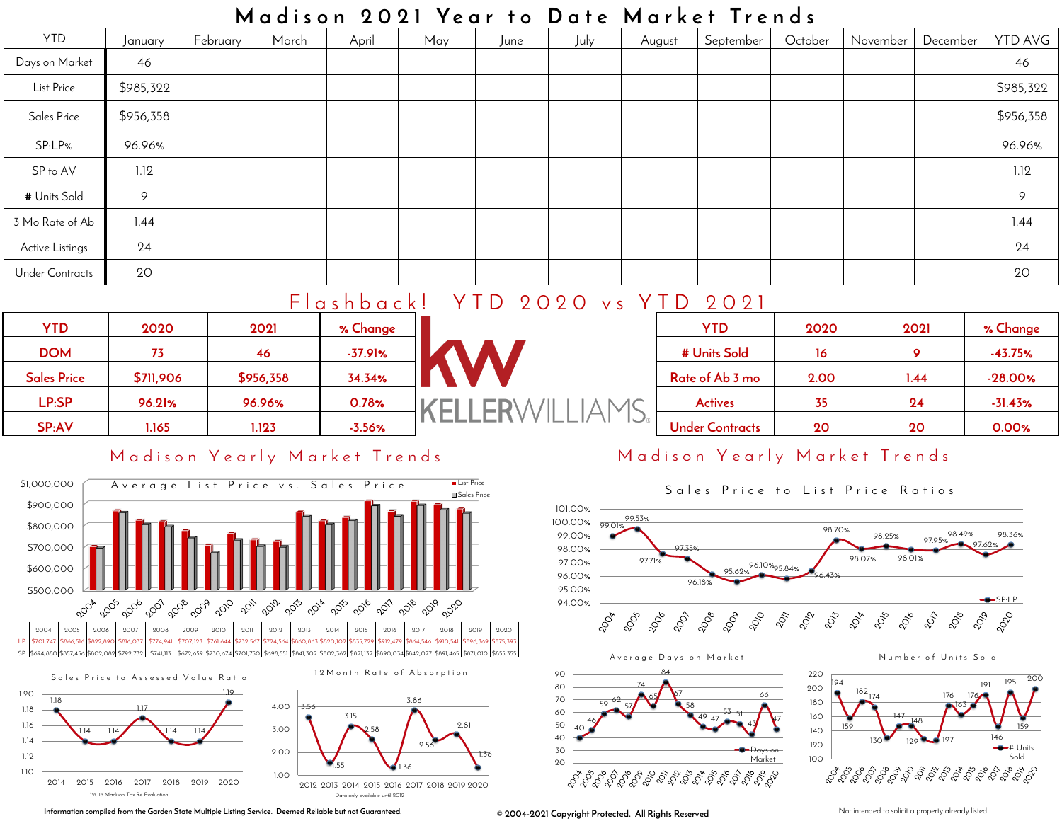# Madison 2021 Year to Date Market Trends

| YTD | January | February | March | April | May | June | July | August | September | October | November | December | YTD AVG |
|---|---|---|---|---|---|---|---|---|---|---|---|---|---|
| Days on Market | 46 | | | | | | | | | | | | 46 |
| List Price | $985,322 | | | | | | | | | | | | $985,322 |
| Sales Price | $956,358 | | | | | | | | | | | | $956,358 |
| SP:LP% | 96.96% | | | | | | | | | | | | 96.96% |
| SP to AV | 1.12 | | | | | | | | | | | | 1.12 |
| # Units Sold | 9 | | | | | | | | | | | | 9 |
| 3 Mo Rate of Ab | 1.44 | | | | | | | | | | | | 1.44 |
| Active Listings | 24 | | | | | | | | | | | | 24 |
| Under Contracts | 20 | | | | | | | | | | | | 20 |

## Flashback! YTD 2020 vs YTD 2021

| YTD | 2020 | 2021 | % Change |
|---|---|---|---|
| DOM | 73 | 46 | -37.91% |
| Sales Price | $711,906 | $956,358 | 34.34% |
| LP:SP | 96.21% | 96.96% | 0.78% |
| SP:AV | 1.165 | 1.123 | -3.56% |

KELLERWILLIAMS

| YTD | 2020 | 2021 | % Change |
|---|---|---|---|
| # Units Sold | 16 | 9 | -43.75% |
| Rate of Ab 3 mo | 2.00 | 1.44 | -28.00% |
| Actives | 35 | 24 | -31.43% |
| Under Contracts | 20 | 20 | 0.00% |

## Madison Yearly Market Trends

Average List Price vs. Sales Price

List Price
Sales Price

$1,000,000
$900,000
$800,000
$700,000
$600,000
$500,000

2004 2005 2006 2007 2008 2009 2010 2011 2012 2013 2014 2015 2016 2017 2018 2019 2020

| | 2004 | 2005 | 2006 | 2007 | 2008 | 2009 | 2010 | 2011 | 2012 | 2013 | 2014 | 2015 | 2016 | 2017 | 2018 | 2019 | 2020 |
|---|---|---|---|---|---|---|---|---|---|---|---|---|---|---|---|---|---|
| LP | $701,747 | $866,516 | $822,890 | $816,037 | $774,941 | $707,123 | $761,644 | $732,567 | $724,564 | $860,863 | $820,102 | $835,729 | $912,479 | $864,546 | $910,541 | $896,369 | $875,393 |
| SP | $694,880 | $857,456 | $802,082 | $792,732 | $741,113 | $672,659 | $730,674 | $701,750 | $698,551 | $841,302 | $802,362 | $821,132 | $890,034 | $842,027 | $891,465 | $871,010 | $855,355 |

## Madison Yearly Market Trends

Sales Price to List Price Ratios

101.00%
100.00%
99.00%
98.00%
97.00%
96.00%
95.00%
94.00%

99.01% 99.53% 97.71% 97.35% 96.18% 95.62% 96.10% 95.84% 96.43% 98.70% 98.07% 98.25% 98.01% 97.95% 98.42% 97.62% 98.36%

SP:LP

2004 2005 2006 2007 2008 2009 2010 2011 2012 2013 2014 2015 2016 2017 2018 2019 2020

Sales Price to Assessed Value Ratio

1.20
1.18
1.16
1.14
1.12
1.10

1.18 1.14 1.14 1.17 1.14 1.14 1.19

2014 2015 2016 2017 2018 2019 2020

*2013 Madison Tax Re Evaluation

12 Month Rate of Absorption

4.00
3.00
2.00
1.00

3.56 1.55 3.15 2.58 1.36 3.86 2.56 2.81 1.36

2012 2013 2014 2015 2016 2017 2018 2019 2020

Data only available until 2012

Average Days on Market

90
80
70
60
50
40
30
20

40 46 59 62 57 74 65 84 67 58 49 47 53 51 43 66 47

Days on Market

2004 2005 2006 2007 2008 2009 2010 2011 2012 2013 2014 2015 2016 2017 2018 2019 2020

Number of Units Sold

220
200
180
160
140
120
100

194 159 182 174 130 147 148 129 127 176 163 176 191 146 195 159 200

# Units Sold

2004 2005 2006 2007 2008 2009 2010 2011 2012 2013 2014 2015 2016 2017 2018 2019 2020

Information compiled from the Garden State Multiple Listing Service. Deemed Reliable but not Guaranteed.

© 2004-2021 Copyright Protected. All Rights Reserved

Not intended to solicit a property already listed.